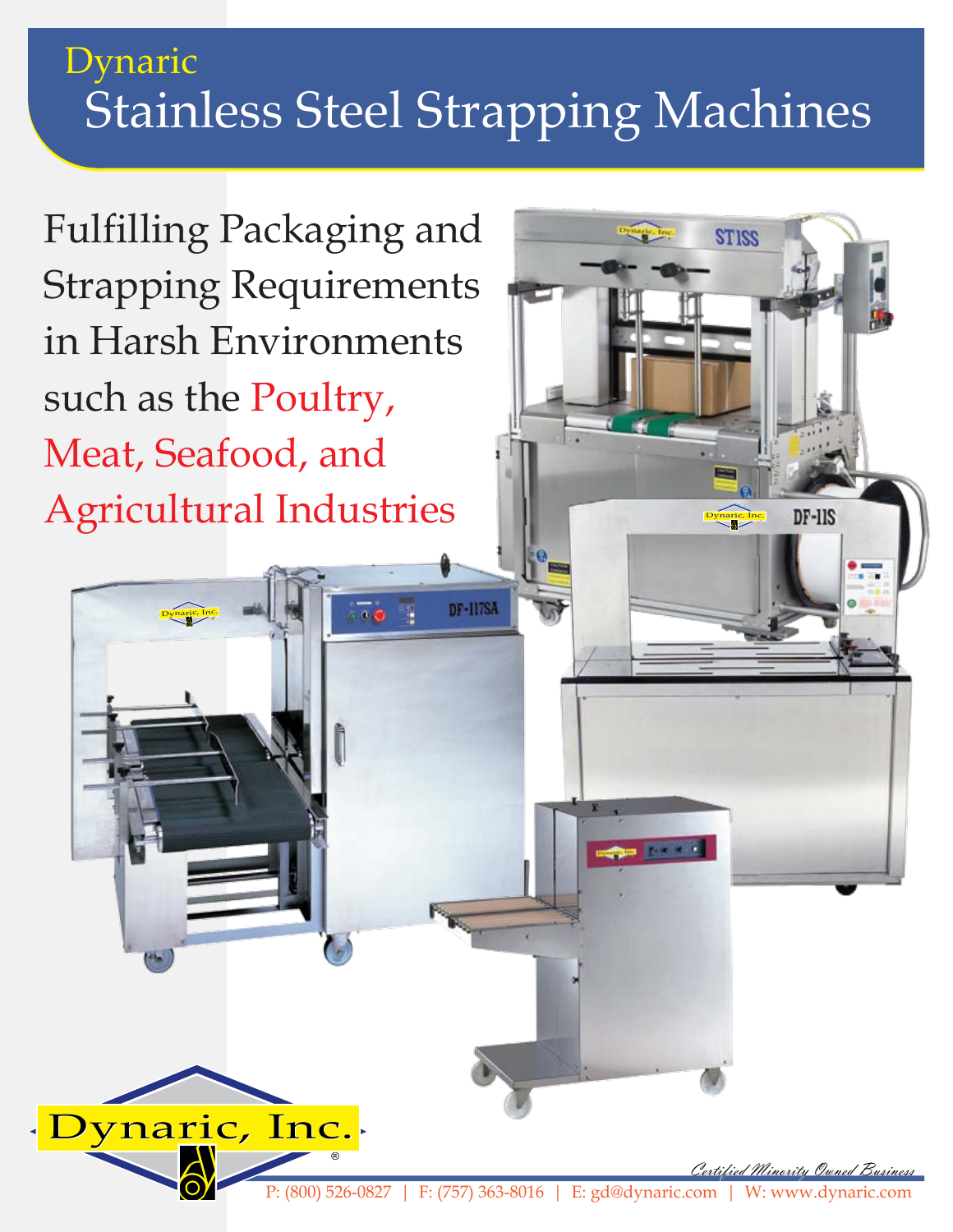# Dynaric Stainless Steel Strapping Machines

Fulfilling Packaging and Strapping Requirements in Harsh Environments such as the Poultry, Meat, Seafood, and Agricultural Industries

Dynaric, Inc.®

*Certified Minority Owned Business*

P: (800) 526-0827 | F: (757) 363-8016 | E: gd@dynaric.com | W: www.dynaric.com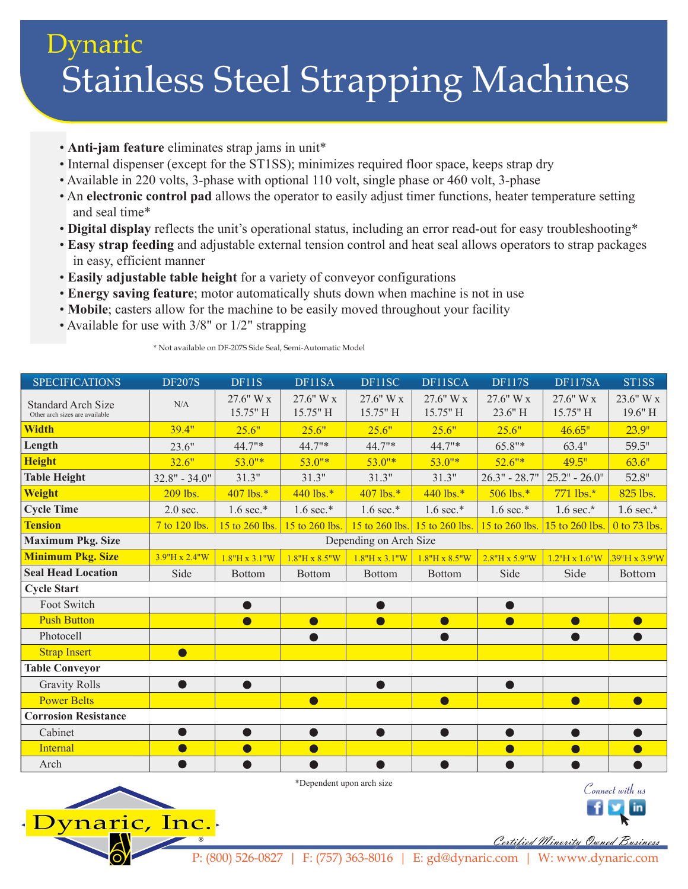# Dynaric
# Stainless Steel Strapping Machines

- **Anti-jam feature** eliminates strap jams in unit*
- Internal dispenser (except for the ST1SS); minimizes required floor space, keeps strap dry
- Available in 220 volts, 3-phase with optional 110 volt, single phase or 460 volt, 3-phase
- An **electronic control pad** allows the operator to easily adjust timer functions, heater temperature setting and seal time*
- **Digital display** reflects the unit's operational status, including an error read-out for easy troubleshooting*
- **Easy strap feeding** and adjustable external tension control and heat seal allows operators to strap packages in easy, efficient manner
- **Easily adjustable table height** for a variety of conveyor configurations
- **Energy saving feature**; motor automatically shuts down when machine is not in use
- **Mobile**; casters allow for the machine to be easily moved throughout your facility
- Available for use with 3/8" or 1/2" strapping

\* Not available on DF-207S Side Seal, Semi-Automatic Model

| SPECIFICATIONS | DF207S | DF11S | DF11SA | DF11SC | DF11SCA | DF117S | DF117SA | ST1SS |
|---|---|---|---|---|---|---|---|---|
| Standard Arch Size (Other arch sizes are available) | N/A | 27.6" W x 15.75" H | 27.6" W x 15.75" H | 27.6" W x 15.75" H | 27.6" W x 15.75" H | 27.6" W x 23.6" H | 27.6" W x 15.75" H | 23.6" W x 19.6" H |
| **Width** | 39.4" | 25.6" | 25.6" | 25.6" | 25.6" | 25.6" | 46.65" | 23.9" |
| **Length** | 23.6" | 44.7"* | 44.7"* | 44.7"* | 44.7"* | 65.8"* | 63.4" | 59.5" |
| **Height** | 32.6" | 53.0"* | 53.0"* | 53.0"* | 53.0"* | 52.6"* | 49.5" | 63.6" |
| **Table Height** | 32.8" - 34.0" | 31.3" | 31.3" | 31.3" | 31.3" | 26.3" - 28.7" | 25.2" - 26.0" | 52.8" |
| **Weight** | 209 lbs. | 407 lbs.* | 440 lbs.* | 407 lbs.* | 440 lbs.* | 506 lbs.* | 771 lbs.* | 825 lbs. |
| **Cycle Time** | 2.0 sec. | 1.6 sec.* | 1.6 sec.* | 1.6 sec.* | 1.6 sec.* | 1.6 sec.* | 1.6 sec.* | 1.6 sec.* |
| **Tension** | 7 to 120 lbs. | 15 to 260 lbs. | 15 to 260 lbs. | 15 to 260 lbs. | 15 to 260 lbs. | 15 to 260 lbs. | 15 to 260 lbs. | 0 to 73 lbs. |
| **Maximum Pkg. Size** | Depending on Arch Size | | | | | | | |
| **Minimum Pkg. Size** | 3.9"H x 2.4"W | 1.8"H x 3.1"W | 1.8"H x 8.5"W | 1.8"H x 3.1"W | 1.8"H x 8.5"W | 2.8"H x 5.9"W | 1.2"H x 1.6"W | .39"H x 3.9"W |
| **Seal Head Location** | Side | Bottom | Bottom | Bottom | Bottom | Side | Side | Bottom |
| **Cycle Start** | | | | | | | | |
| Foot Switch | | ● | | ● | | ● | | |
| Push Button | | ● | ● | ● | ● | ● | ● | ● |
| Photocell | | | ● | | ● | | ● | ● |
| Strap Insert | ● | | | | | | | |
| **Table Conveyor** | | | | | | | | |
| Gravity Rolls | ● | ● | | ● | | ● | | |
| Power Belts | | | ● | | ● | | ● | ● |
| **Corrosion Resistance** | | | | | | | | |
| Cabinet | ● | ● | ● | ● | ● | ● | ● | ● |
| Internal | ● | ● | ● | | | ● | ● | ● |
| Arch | ● | ● | ● | ● | ● | ● | ● | ● |

\*Dependent upon arch size

Dynaric, Inc.®

Connect with us

Certified Minority Owned Business

P: (800) 526-0827 | F: (757) 363-8016 | E: gd@dynaric.com | W: www.dynaric.com